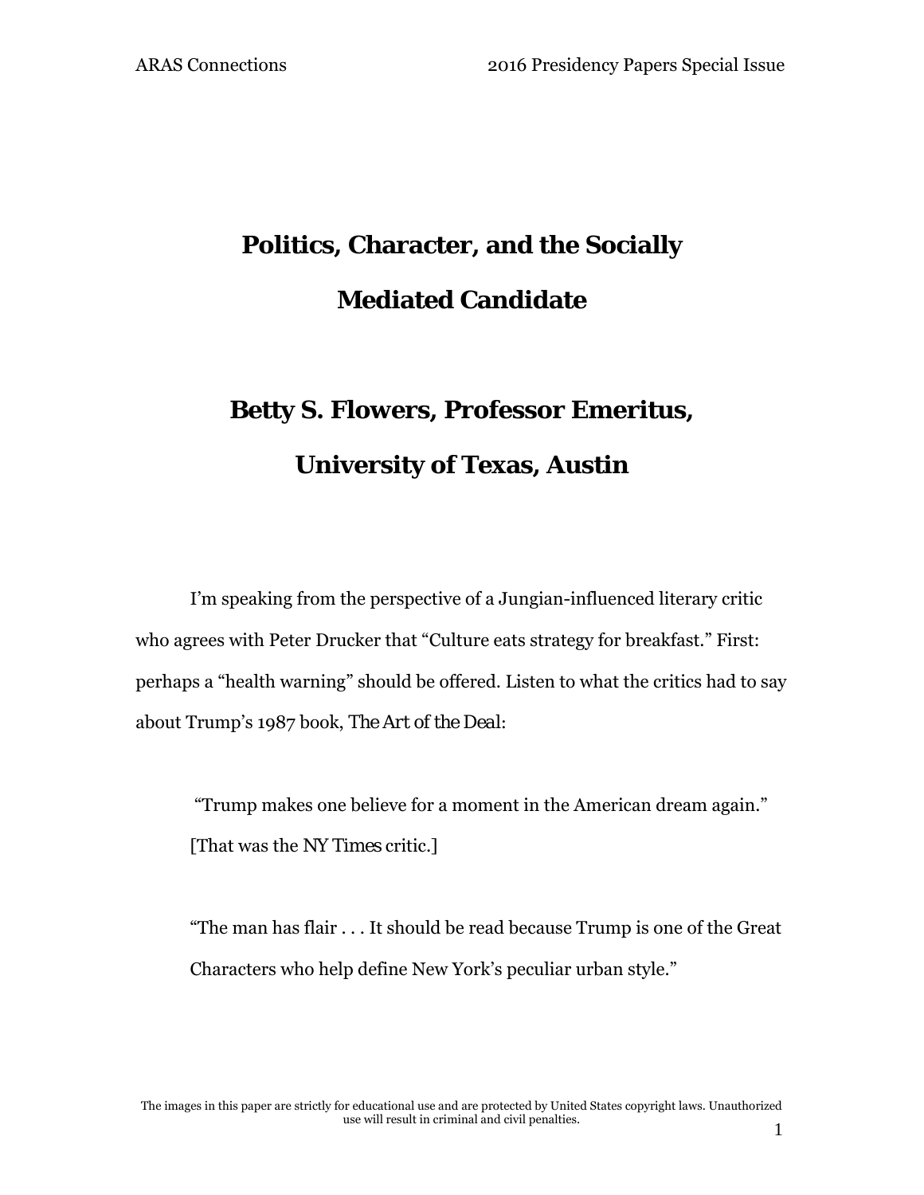# Politics, Character, and the Socially Mediated Candidate

## Betty S. Flowers, Professor Emeritus, University of Texas, Austin

I'm speaking from the perspective of a Jungian-influenced literary critic who agrees with Peter Drucker that "Culture eats strategy for breakfast." First: perhaps a "health warning" should be offered. Listen to what the critics had to say about Trump's 1987 book, *The Art of the Deal*:

> "Trump makes one believe for a moment in the American dream again." [That was the *NY Times* critic.]
>
> "The man has flair . . . It should be read because Trump is one of the Great Characters who help define New York's peculiar urban style."

The images in this paper are strictly for educational use and are protected by United States copyright laws. Unauthorized use will result in criminal and civil penalties.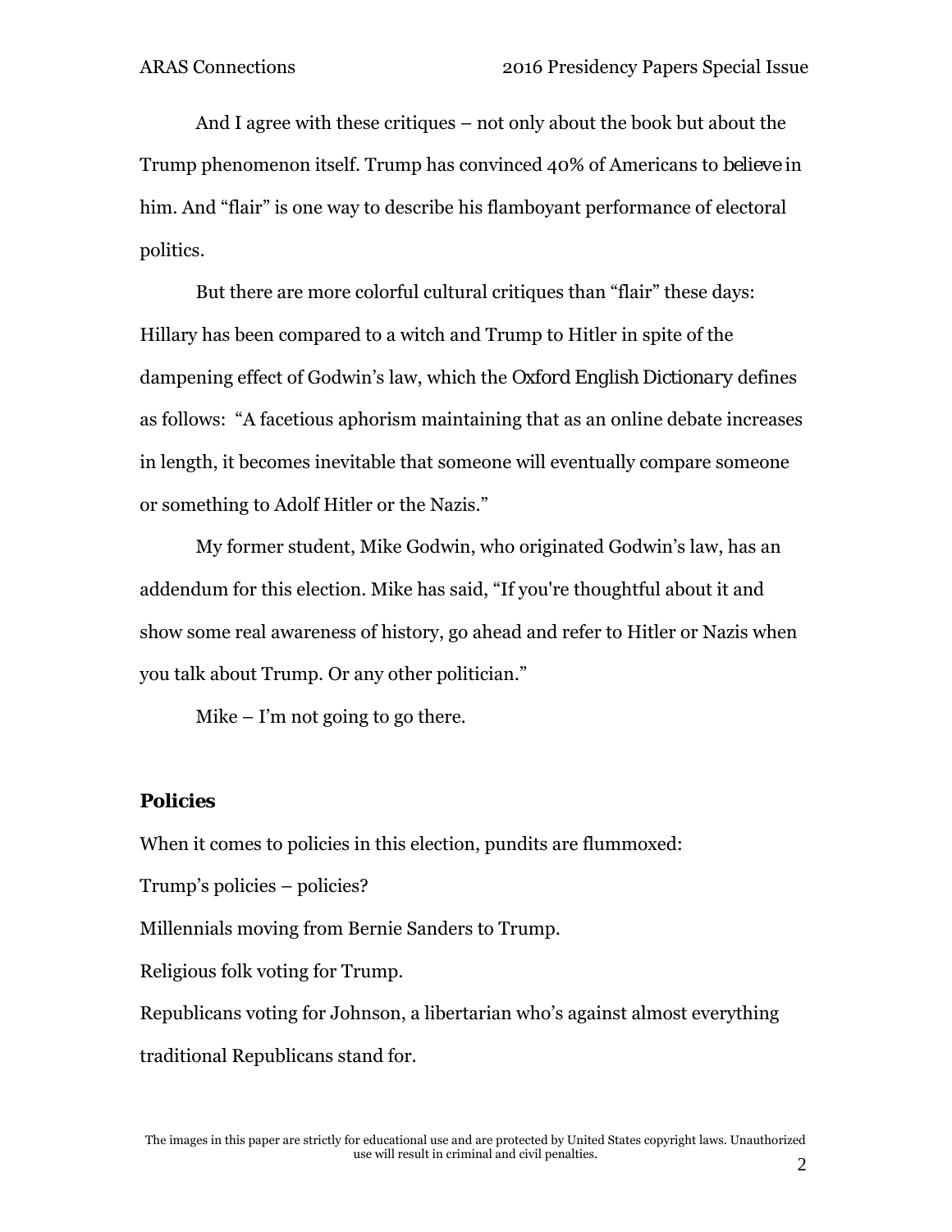And I agree with these critiques – not only about the book but about the Trump phenomenon itself. Trump has convinced 40% of Americans to *believe* in him. And "flair" is one way to describe his flamboyant performance of electoral politics.

But there are more colorful cultural critiques than "flair" these days: Hillary has been compared to a witch and Trump to Hitler in spite of the dampening effect of Godwin's law, which the *Oxford English Dictionary* defines as follows: "A facetious aphorism maintaining that as an online debate increases in length, it becomes inevitable that someone will eventually compare someone or something to Adolf Hitler or the Nazis."

My former student, Mike Godwin, who originated Godwin's law, has an addendum for this election. Mike has said, "If you're thoughtful about it and show some real awareness of history, go ahead and refer to Hitler or Nazis when you talk about Trump. Or any other politician."

Mike – I'm not going to go there.

**Policies**

When it comes to policies in this election, pundits are flummoxed:

Trump's policies – policies?

Millennials moving from Bernie Sanders to Trump.

Religious folk voting for Trump.

Republicans voting for Johnson, a libertarian who's against almost everything traditional Republicans stand for.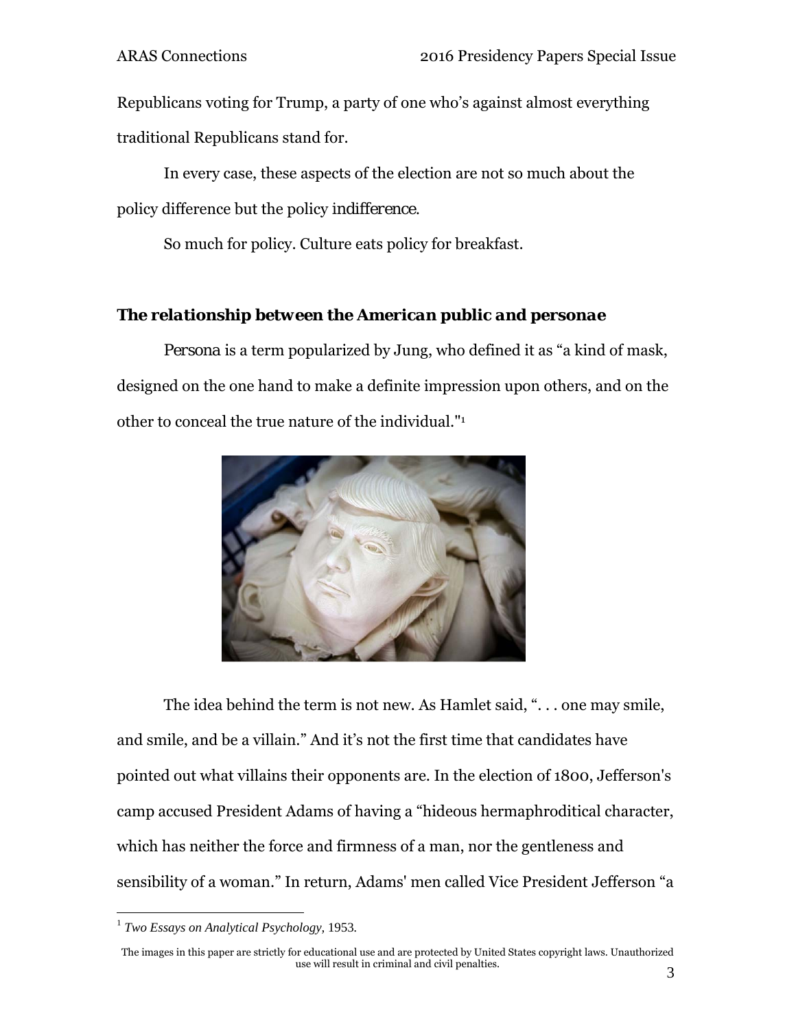Republicans voting for Trump, a party of one who's against almost everything traditional Republicans stand for.

In every case, these aspects of the election are not so much about the policy difference but the policy *indifference*.

So much for policy. Culture eats policy for breakfast.

### *The relationship between the American public and personae*

*Persona* is a term popularized by Jung, who defined it as "a kind of mask, designed on the one hand to make a definite impression upon others, and on the other to conceal the true nature of the individual."[1]

The idea behind the term is not new. As Hamlet said, ". . . one may smile, and smile, and be a villain." And it's not the first time that candidates have pointed out what villains their opponents are. In the election of 1800, Jefferson's camp accused President Adams of having a "hideous hermaphroditical character, which has neither the force and firmness of a man, nor the gentleness and sensibility of a woman." In return, Adams' men called Vice President Jefferson "a

[1] *Two Essays on Analytical Psychology,* 1953.

The images in this paper are strictly for educational use and are protected by United States copyright laws. Unauthorized use will result in criminal and civil penalties.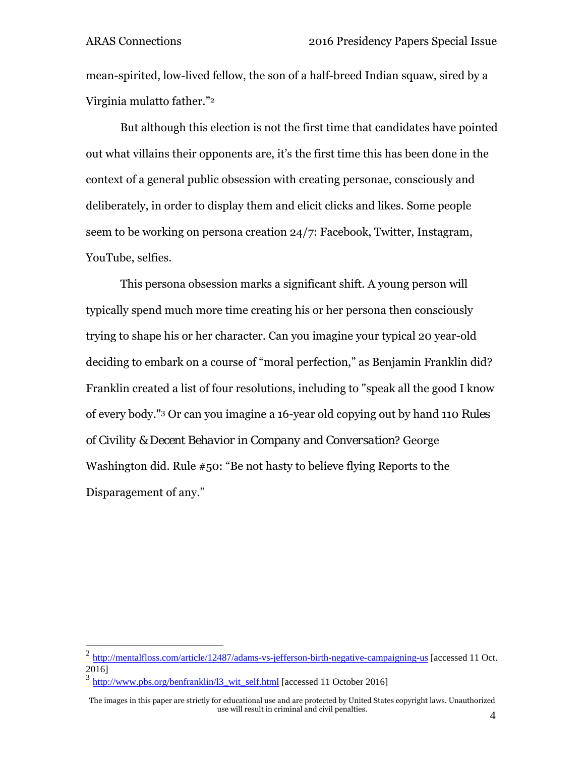mean-spirited, low-lived fellow, the son of a half-breed Indian squaw, sired by a Virginia mulatto father."[2]

But although this election is not the first time that candidates have pointed out what villains their opponents are, it's the first time this has been done in the context of a general public obsession with creating personae, consciously and deliberately, in order to display them and elicit clicks and likes. Some people seem to be working on persona creation 24/7: Facebook, Twitter, Instagram, YouTube, selfies.

This persona obsession marks a significant shift. A young person will typically spend much more time creating his or her persona then consciously trying to shape his or her character. Can you imagine your typical 20 year-old deciding to embark on a course of "moral perfection," as Benjamin Franklin did? Franklin created a list of four resolutions, including to "speak all the good I know of every body."[3] Or can you imagine a 16-year old copying out by hand 110 *Rules of Civility & Decent Behavior in Company and Conversation*? George Washington did. Rule #50: "Be not hasty to believe flying Reports to the Disparagement of any."

---

[2] http://mentalfloss.com/article/12487/adams-vs-jefferson-birth-negative-campaigning-us [accessed 11 Oct. 2016]

[3] http://www.pbs.org/benfranklin/l3_wit_self.html [accessed 11 October 2016]

The images in this paper are strictly for educational use and are protected by United States copyright laws. Unauthorized use will result in criminal and civil penalties.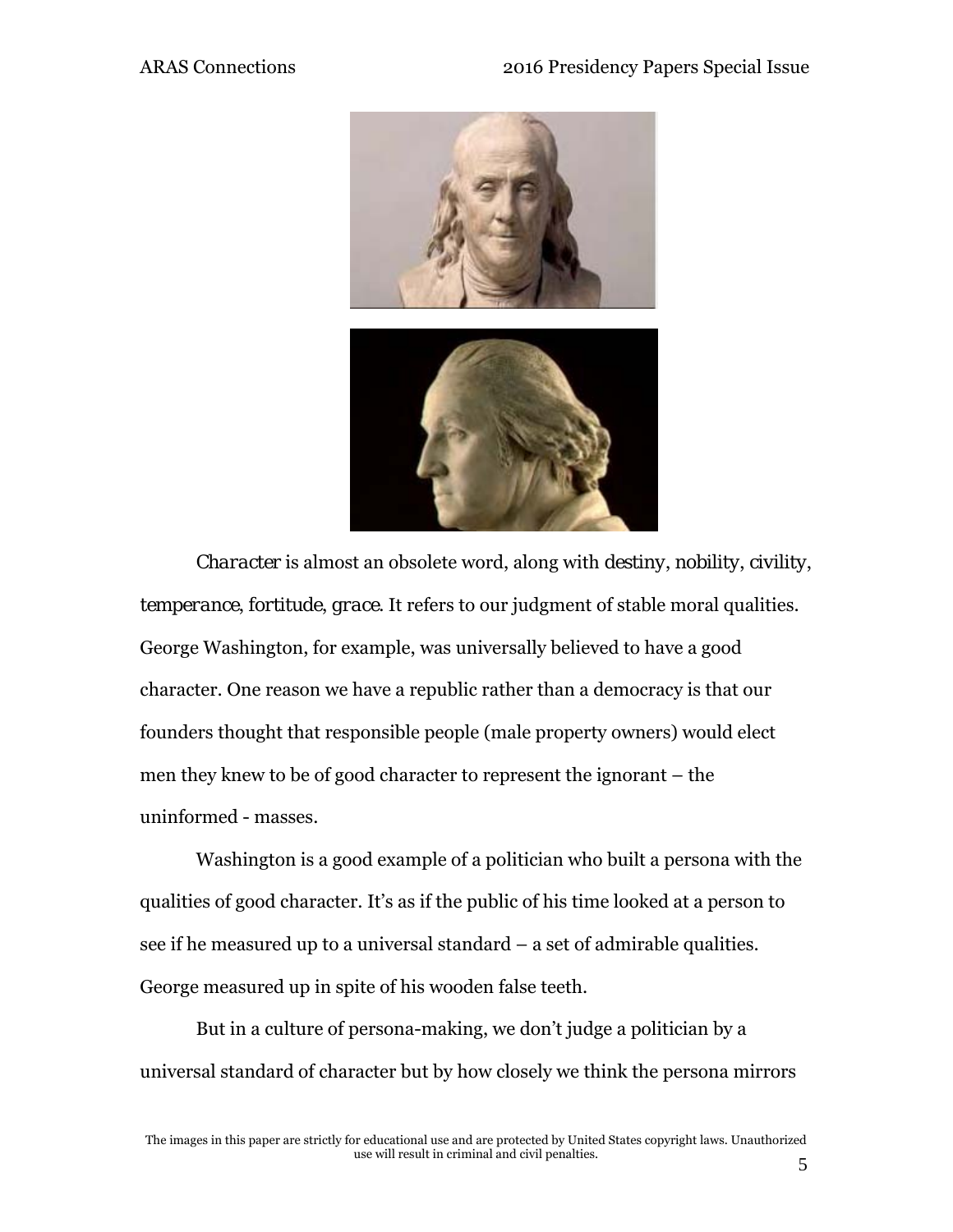*Character* is almost an obsolete word, along with *destiny*, *nobility*, *civility*, *temperance*, *fortitude*, *grace*. It refers to our judgment of stable moral qualities. George Washington, for example, was universally believed to have a good character. One reason we have a republic rather than a democracy is that our founders thought that responsible people (male property owners) would elect men they knew to be of good character to represent the ignorant – the uninformed - masses.

Washington is a good example of a politician who built a persona with the qualities of good character. It's as if the public of his time looked at a person to see if he measured up to a universal standard – a set of admirable qualities. George measured up in spite of his wooden false teeth.

But in a culture of persona-making, we don't judge a politician by a universal standard of character but by how closely we think the persona mirrors

The images in this paper are strictly for educational use and are protected by United States copyright laws. Unauthorized use will result in criminal and civil penalties.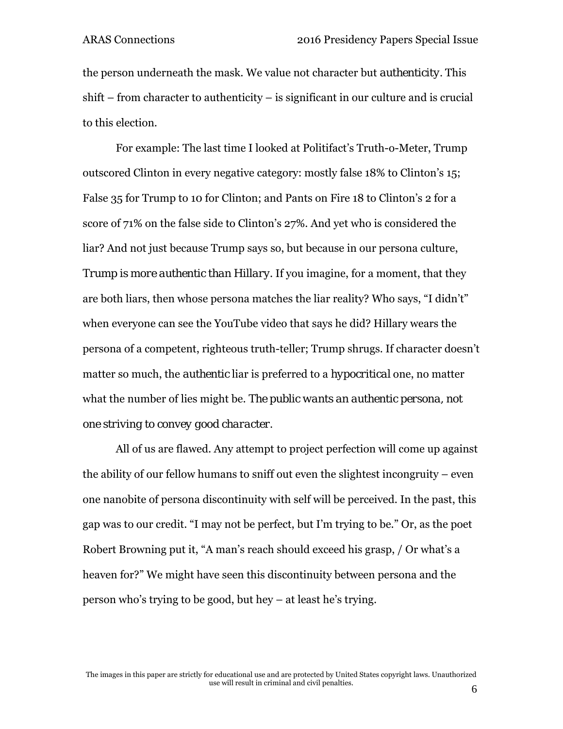the person underneath the mask. We value not character but *authenticity*. This shift – from character to authenticity – is significant in our culture and is crucial to this election.

For example: The last time I looked at Politifact's Truth-o-Meter, Trump outscored Clinton in every negative category: mostly false 18% to Clinton's 15; False 35 for Trump to 10 for Clinton; and Pants on Fire 18 to Clinton's 2 for a score of 71% on the false side to Clinton's 27%. And yet who is considered the liar? And not just because Trump says so, but because in our persona culture, *Trump is more authentic than Hillary*. If you imagine, for a moment, that they are both liars, then whose persona matches the liar reality? Who says, "I didn't" when everyone can see the YouTube video that says he did? Hillary wears the persona of a competent, righteous truth-teller; Trump shrugs. If character doesn't matter so much, the *authentic* liar is preferred to a *hypocritical* one, no matter what the number of lies might be. *The public wants an authentic persona, not one striving to convey good character.*

All of us are flawed. Any attempt to project perfection will come up against the ability of our fellow humans to sniff out even the slightest incongruity – even one nanobite of persona discontinuity with self will be perceived. In the past, this gap was to our credit. "I may not be perfect, but I'm trying to be." Or, as the poet Robert Browning put it, "A man's reach should exceed his grasp, / Or what's a heaven for?" We might have seen this discontinuity between persona and the person who's trying to be good, but hey – at least he's trying.

The images in this paper are strictly for educational use and are protected by United States copyright laws. Unauthorized use will result in criminal and civil penalties.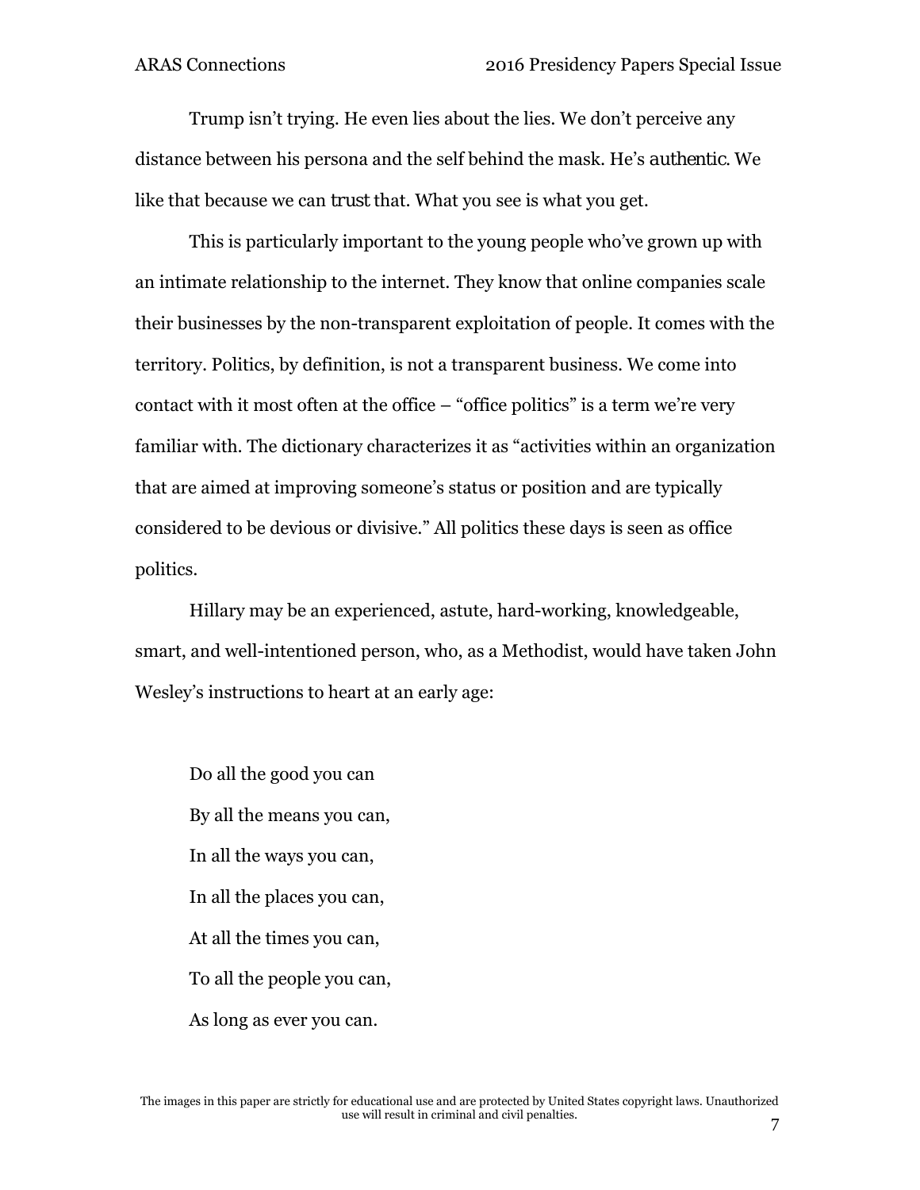Trump isn't trying. He even lies about the lies. We don't perceive any distance between his persona and the self behind the mask. He's *authentic*. We like that because we can *trust* that. What you see is what you get.

This is particularly important to the young people who've grown up with an intimate relationship to the internet. They know that online companies scale their businesses by the non-transparent exploitation of people. It comes with the territory. Politics, by definition, is not a transparent business. We come into contact with it most often at the office – "office politics" is a term we're very familiar with. The dictionary characterizes it as "activities within an organization that are aimed at improving someone's status or position and are typically considered to be devious or divisive." All politics these days is seen as office politics.

Hillary may be an experienced, astute, hard-working, knowledgeable, smart, and well-intentioned person, who, as a Methodist, would have taken John Wesley's instructions to heart at an early age:

> Do all the good you can
> By all the means you can,
> In all the ways you can,
> In all the places you can,
> At all the times you can,
> To all the people you can,
> As long as ever you can.

The images in this paper are strictly for educational use and are protected by United States copyright laws. Unauthorized use will result in criminal and civil penalties.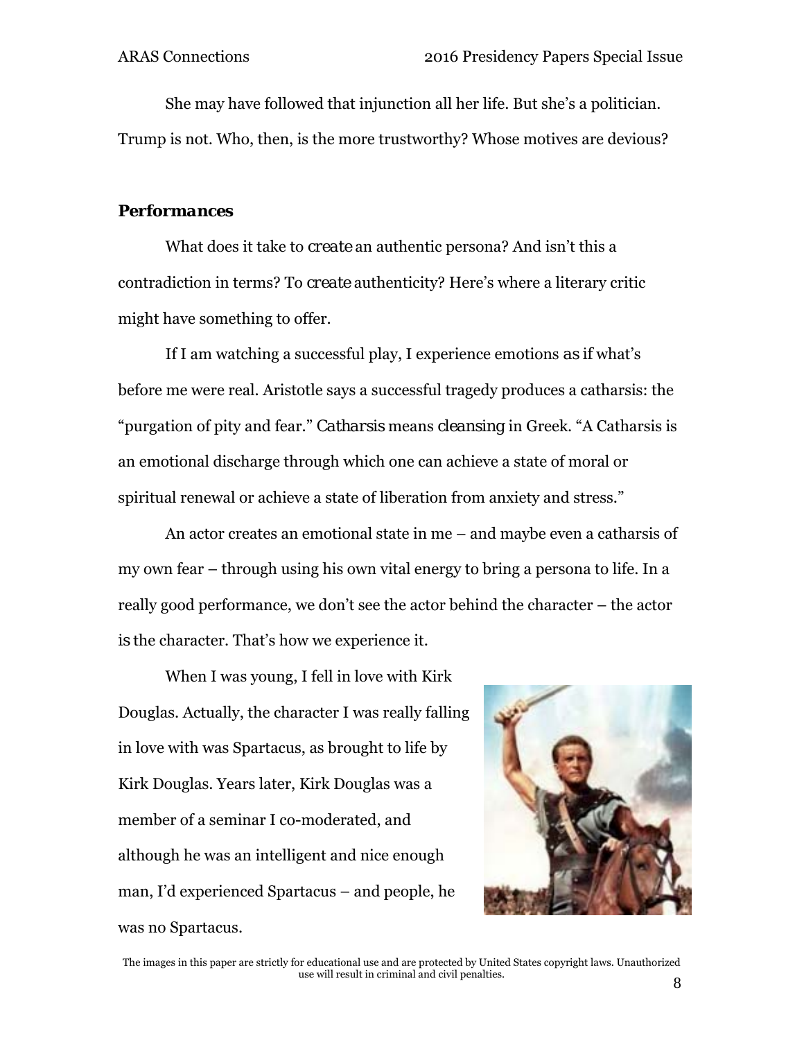She may have followed that injunction all her life. But she's a politician. Trump is not. Who, then, is the more trustworthy? Whose motives are devious?

### *Performances*

What does it take to *create* an authentic persona? And isn't this a contradiction in terms? To *create* authenticity? Here's where a literary critic might have something to offer.

If I am watching a successful play, I experience emotions *as* if what's before me were real. Aristotle says a successful tragedy produces a catharsis: the "purgation of pity and fear." *Catharsis* means *cleansing* in Greek. "A Catharsis is an emotional discharge through which one can achieve a state of moral or spiritual renewal or achieve a state of liberation from anxiety and stress."

An actor creates an emotional state in me – and maybe even a catharsis of my own fear – through using his own vital energy to bring a persona to life. In a really good performance, we don't see the actor behind the character – the actor *is* the character. That's how we experience it.

When I was young, I fell in love with Kirk Douglas. Actually, the character I was really falling in love with was Spartacus, as brought to life by Kirk Douglas. Years later, Kirk Douglas was a member of a seminar I co-moderated, and although he was an intelligent and nice enough man, I'd experienced Spartacus – and people, he was no Spartacus.

The images in this paper are strictly for educational use and are protected by United States copyright laws. Unauthorized use will result in criminal and civil penalties.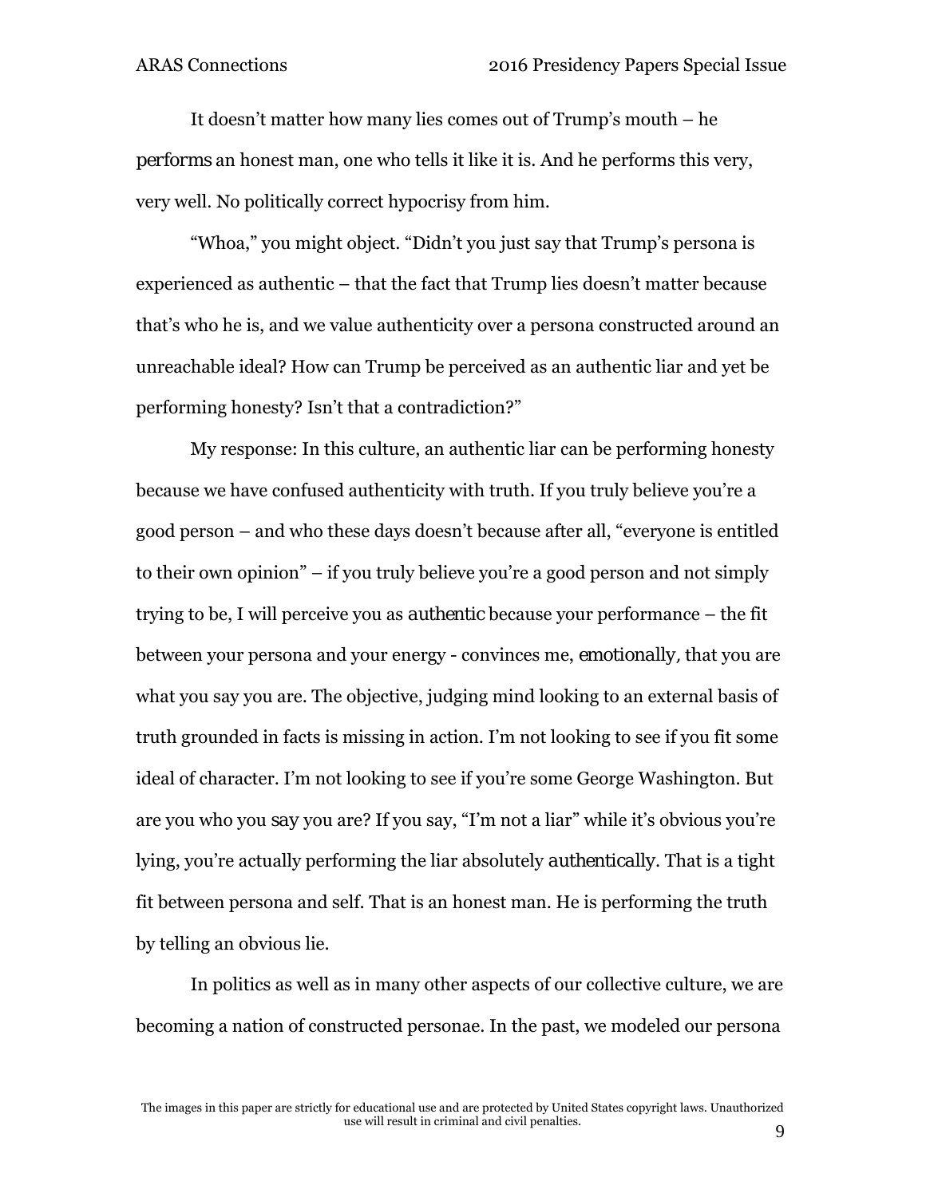It doesn't matter how many lies comes out of Trump's mouth – he *performs* an honest man, one who tells it like it is. And he performs this very, very well. No politically correct hypocrisy from him.

"Whoa," you might object. "Didn't you just say that Trump's persona is experienced as authentic – that the fact that Trump lies doesn't matter because that's who he is, and we value authenticity over a persona constructed around an unreachable ideal? How can Trump be perceived as an authentic liar and yet be performing honesty? Isn't that a contradiction?"

My response: In this culture, an authentic liar can be performing honesty because we have confused authenticity with truth. If you truly believe you're a good person – and who these days doesn't because after all, "everyone is entitled to their own opinion" – if you truly believe you're a good person and not simply trying to be, I will perceive you as *authentic* because your performance – the fit between your persona and your energy - convinces me, *emotionally*, that you are what you say you are. The objective, judging mind looking to an external basis of truth grounded in facts is missing in action. I'm not looking to see if you fit some ideal of character. I'm not looking to see if you're some George Washington. But are you who you *say* you are? If you say, "I'm not a liar" while it's obvious you're lying, you're actually performing the liar absolutely *authentically*. That is a tight fit between persona and self. That is an honest man. He is performing the truth by telling an obvious lie.

In politics as well as in many other aspects of our collective culture, we are becoming a nation of constructed personae. In the past, we modeled our persona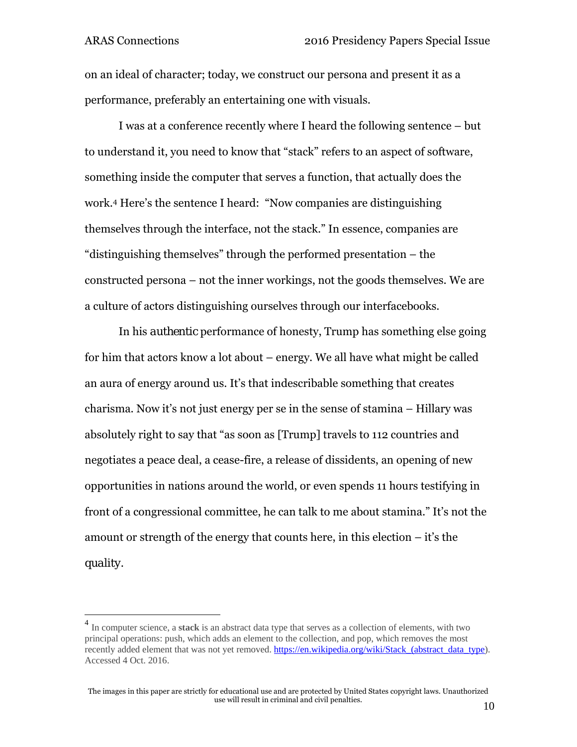on an ideal of character; today, we construct our persona and present it as a performance, preferably an entertaining one with visuals.

I was at a conference recently where I heard the following sentence – but to understand it, you need to know that "stack" refers to an aspect of software, something inside the computer that serves a function, that actually does the work.[4] Here's the sentence I heard: "Now companies are distinguishing themselves through the interface, not the stack." In essence, companies are "distinguishing themselves" through the performed presentation – the constructed persona – not the inner workings, not the goods themselves. We are a culture of actors distinguishing ourselves through our interfacebooks.

In his *authentic* performance of honesty, Trump has something else going for him that actors know a lot about – energy. We all have what might be called an aura of energy around us. It's that indescribable something that creates charisma. Now it's not just energy per se in the sense of stamina – Hillary was absolutely right to say that "as soon as [Trump] travels to 112 countries and negotiates a peace deal, a cease-fire, a release of dissidents, an opening of new opportunities in nations around the world, or even spends 11 hours testifying in front of a congressional committee, he can talk to me about stamina." It's not the amount or strength of the energy that counts here, in this election – it's the *quality*.

---

[4] In computer science, a **stack** is an abstract data type that serves as a collection of elements, with two principal operations: push, which adds an element to the collection, and pop, which removes the most recently added element that was not yet removed. https://en.wikipedia.org/wiki/Stack_(abstract_data_type). Accessed 4 Oct. 2016.

The images in this paper are strictly for educational use and are protected by United States copyright laws. Unauthorized use will result in criminal and civil penalties.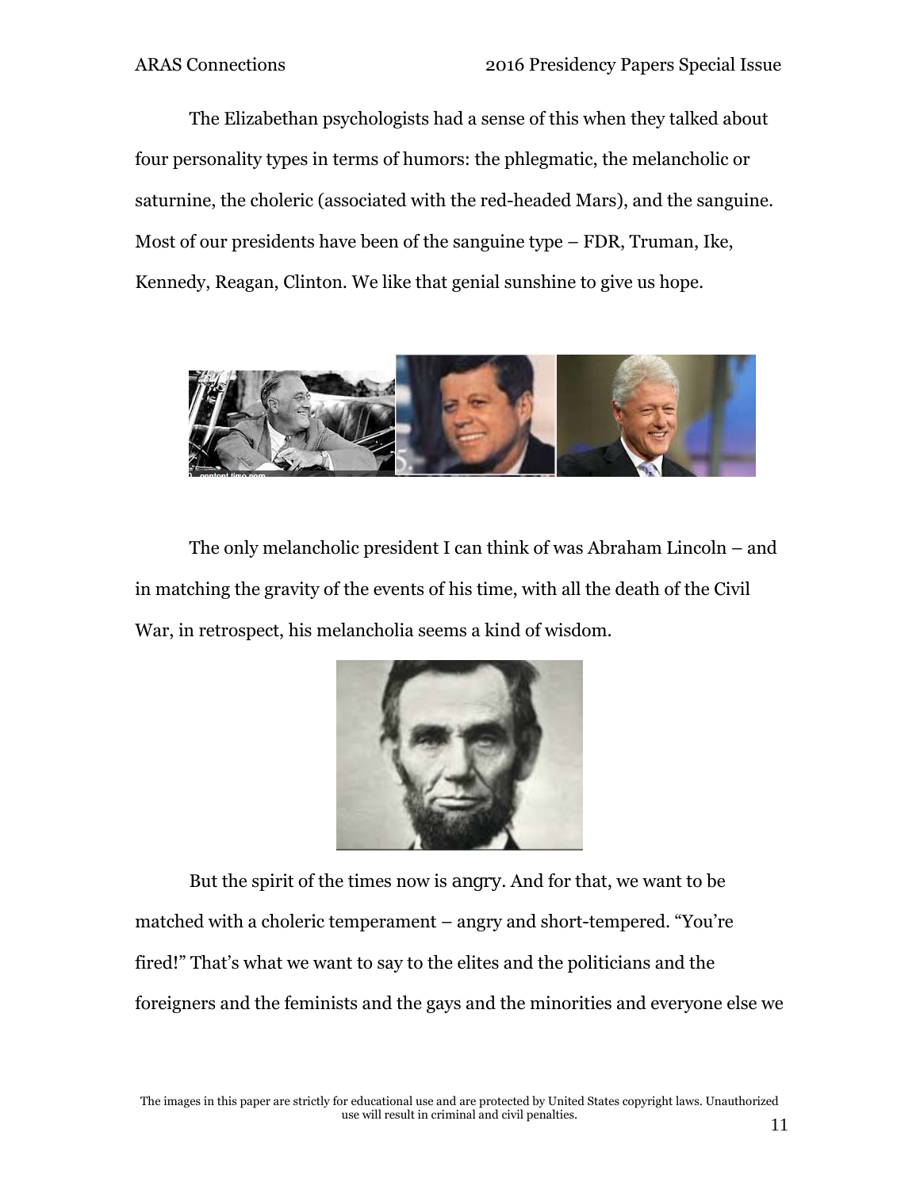The Elizabethan psychologists had a sense of this when they talked about four personality types in terms of humors: the phlegmatic, the melancholic or saturnine, the choleric (associated with the red-headed Mars), and the sanguine. Most of our presidents have been of the sanguine type – FDR, Truman, Ike, Kennedy, Reagan, Clinton. We like that genial sunshine to give us hope.

The only melancholic president I can think of was Abraham Lincoln – and in matching the gravity of the events of his time, with all the death of the Civil War, in retrospect, his melancholia seems a kind of wisdom.

But the spirit of the times now is angry. And for that, we want to be matched with a choleric temperament – angry and short-tempered. "You're fired!" That's what we want to say to the elites and the politicians and the foreigners and the feminists and the gays and the minorities and everyone else we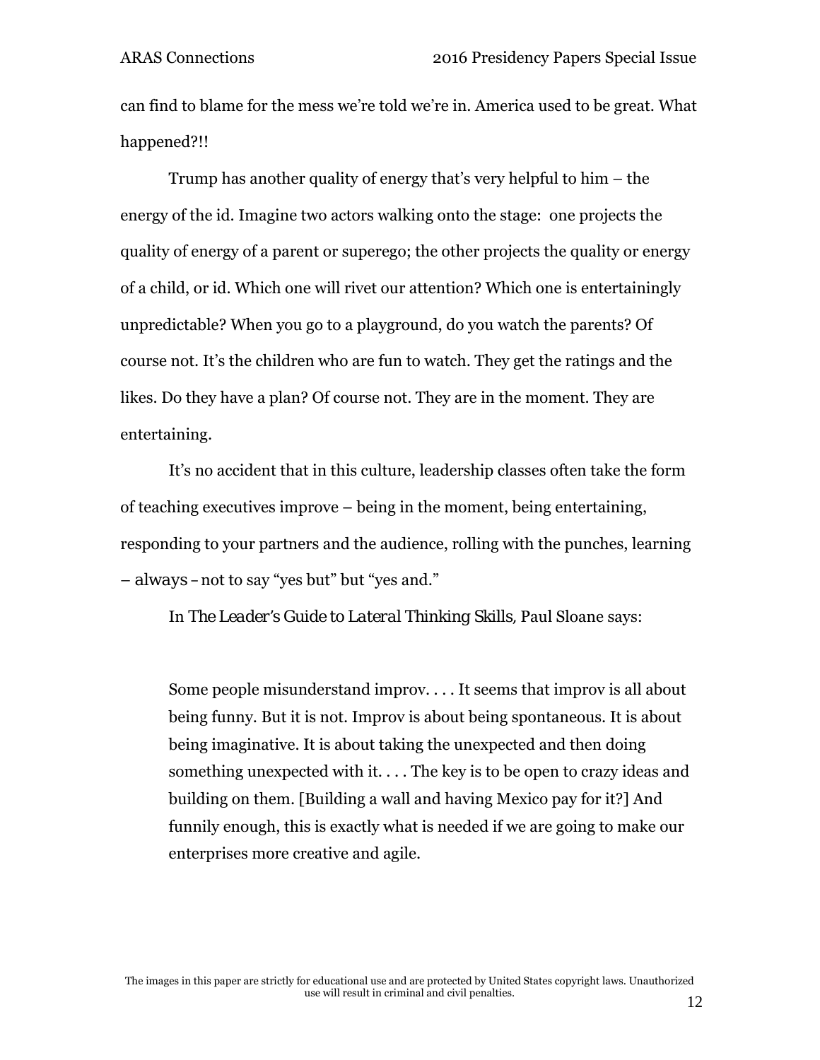can find to blame for the mess we're told we're in. America used to be great. What happened?!!

Trump has another quality of energy that's very helpful to him – the energy of the id. Imagine two actors walking onto the stage: one projects the quality of energy of a parent or superego; the other projects the quality or energy of a child, or id. Which one will rivet our attention? Which one is entertainingly unpredictable? When you go to a playground, do you watch the parents? Of course not. It's the children who are fun to watch. They get the ratings and the likes. Do they have a plan? Of course not. They are in the moment. They are entertaining.

It's no accident that in this culture, leadership classes often take the form of teaching executives improve – being in the moment, being entertaining, responding to your partners and the audience, rolling with the punches, learning – always – not to say "yes but" but "yes and."

In *The Leader's Guide to Lateral Thinking Skills*, Paul Sloane says:

> Some people misunderstand improv. . . . It seems that improv is all about being funny. But it is not. Improv is about being spontaneous. It is about being imaginative. It is about taking the unexpected and then doing something unexpected with it. . . . The key is to be open to crazy ideas and building on them. [Building a wall and having Mexico pay for it?] And funnily enough, this is exactly what is needed if we are going to make our enterprises more creative and agile.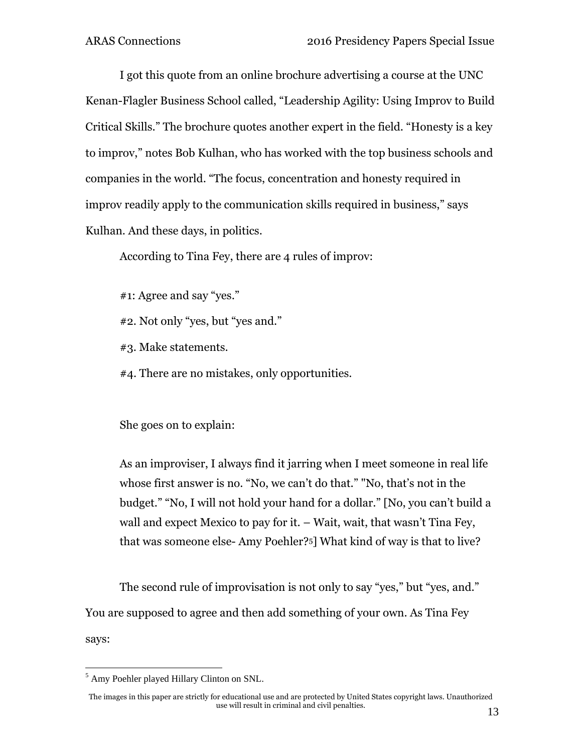I got this quote from an online brochure advertising a course at the UNC Kenan-Flagler Business School called, “Leadership Agility: Using Improv to Build Critical Skills.” The brochure quotes another expert in the field. “Honesty is a key to improv,” notes Bob Kulhan, who has worked with the top business schools and companies in the world. “The focus, concentration and honesty required in improv readily apply to the communication skills required in business,” says Kulhan. And these days, in politics.

According to Tina Fey, there are 4 rules of improv:

#1: Agree and say “yes.”

#2. Not only “yes, but “yes and.”

#3. Make statements.

#4. There are no mistakes, only opportunities.

She goes on to explain:

> As an improviser, I always find it jarring when I meet someone in real life whose first answer is no. “No, we can’t do that.” "No, that’s not in the budget.” “No, I will not hold your hand for a dollar.” [No, you can’t build a wall and expect Mexico to pay for it. – Wait, wait, that wasn’t Tina Fey, that was someone else- Amy Poehler?[5]] What kind of way is that to live?

The second rule of improvisation is not only to say “yes,” but “yes, and.” You are supposed to agree and then add something of your own. As Tina Fey says:

[5] Amy Poehler played Hillary Clinton on SNL.

The images in this paper are strictly for educational use and are protected by United States copyright laws. Unauthorized use will result in criminal and civil penalties.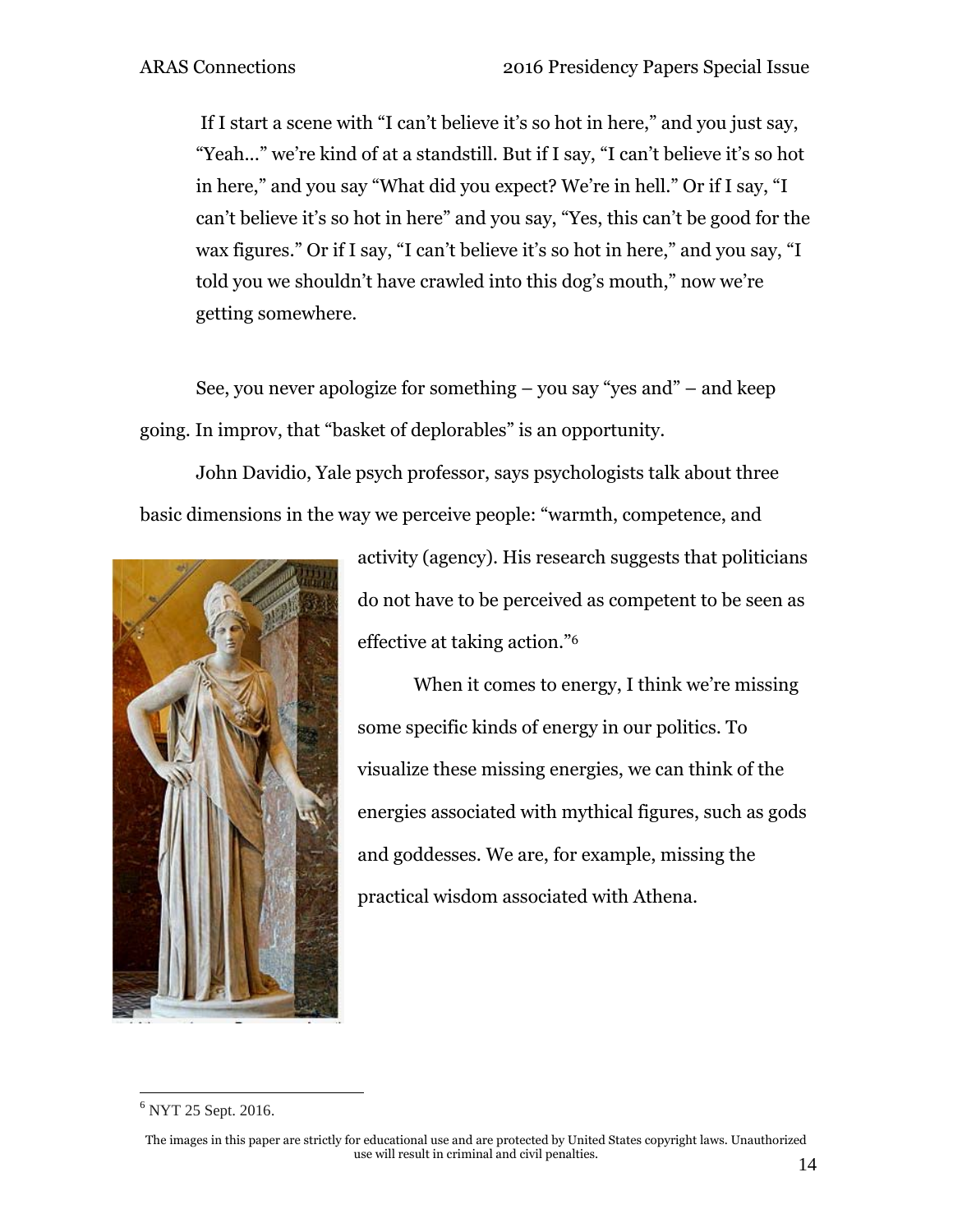If I start a scene with "I can't believe it's so hot in here," and you just say, "Yeah..." we're kind of at a standstill. But if I say, "I can't believe it's so hot in here," and you say "What did you expect? We're in hell." Or if I say, "I can't believe it's so hot in here" and you say, "Yes, this can't be good for the wax figures." Or if I say, "I can't believe it's so hot in here," and you say, "I told you we shouldn't have crawled into this dog's mouth," now we're getting somewhere.

See, you never apologize for something – you say "yes and" – and keep going. In improv, that "basket of deplorables" is an opportunity.

John Davidio, Yale psych professor, says psychologists talk about three basic dimensions in the way we perceive people: "warmth, competence, and activity (agency). His research suggests that politicians do not have to be perceived as competent to be seen as effective at taking action."[6]

When it comes to energy, I think we're missing some specific kinds of energy in our politics. To visualize these missing energies, we can think of the energies associated with mythical figures, such as gods and goddesses. We are, for example, missing the practical wisdom associated with Athena.

---

[6] NYT 25 Sept. 2016.

The images in this paper are strictly for educational use and are protected by United States copyright laws. Unauthorized use will result in criminal and civil penalties.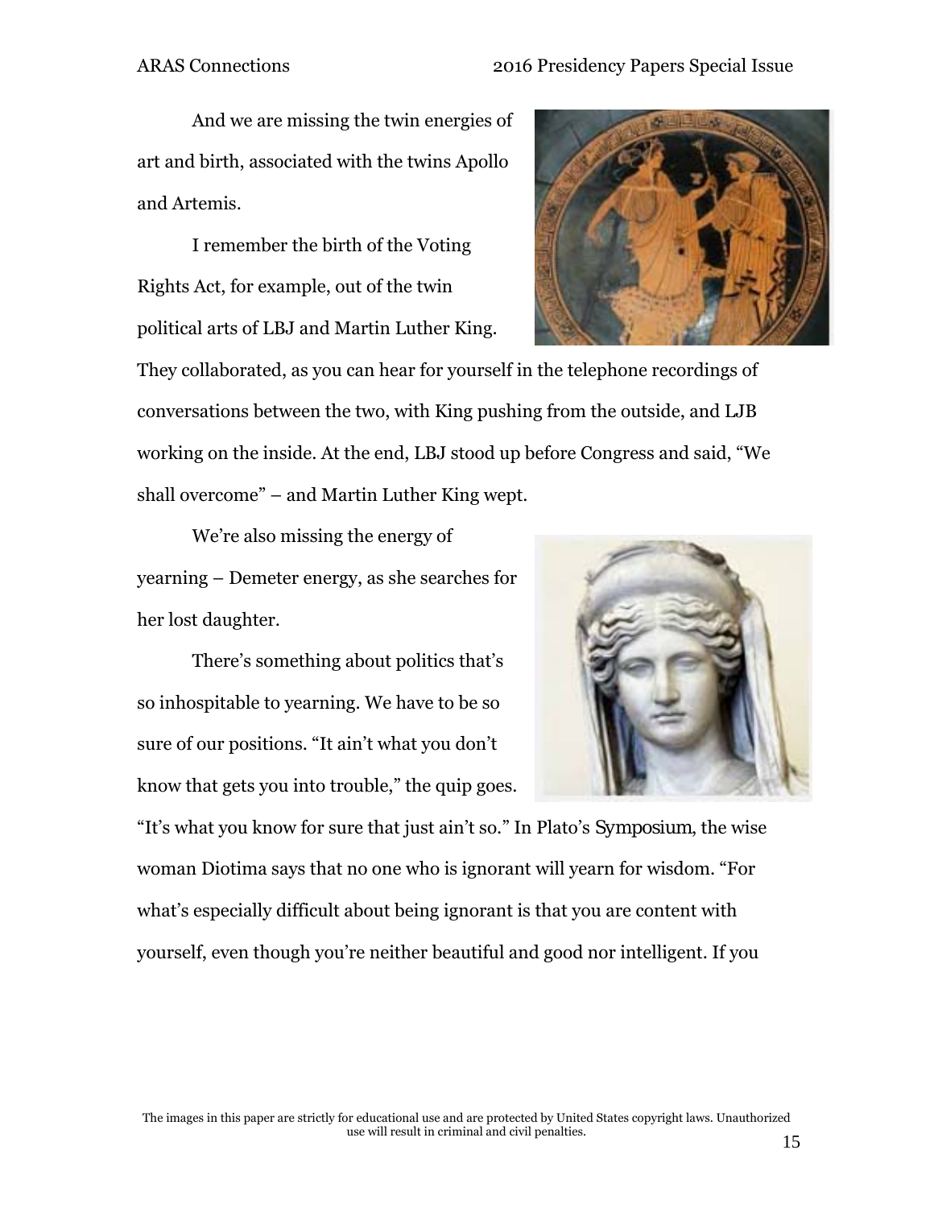And we are missing the twin energies of art and birth, associated with the twins Apollo and Artemis.

I remember the birth of the Voting Rights Act, for example, out of the twin political arts of LBJ and Martin Luther King. They collaborated, as you can hear for yourself in the telephone recordings of conversations between the two, with King pushing from the outside, and LJB working on the inside. At the end, LBJ stood up before Congress and said, “We shall overcome” – and Martin Luther King wept.

We’re also missing the energy of yearning – Demeter energy, as she searches for her lost daughter.

There’s something about politics that’s so inhospitable to yearning. We have to be so sure of our positions. “It ain’t what you don’t know that gets you into trouble,” the quip goes. “It’s what you know for sure that just ain’t so.” In Plato’s *Symposium*, the wise woman Diotima says that no one who is ignorant will yearn for wisdom. “For what’s especially difficult about being ignorant is that you are content with yourself, even though you’re neither beautiful and good nor intelligent. If you

The images in this paper are strictly for educational use and are protected by United States copyright laws. Unauthorized use will result in criminal and civil penalties.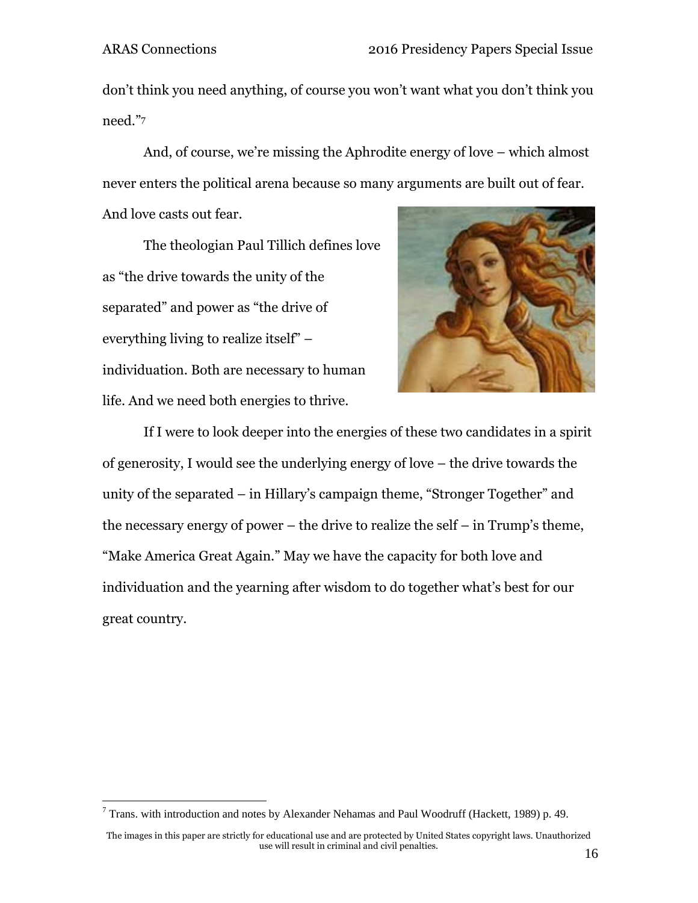don't think you need anything, of course you won't want what you don't think you need."[7]

And, of course, we're missing the Aphrodite energy of love – which almost never enters the political arena because so many arguments are built out of fear. And love casts out fear.

The theologian Paul Tillich defines love as "the drive towards the unity of the separated" and power as "the drive of everything living to realize itself" – individuation. Both are necessary to human life. And we need both energies to thrive.

If I were to look deeper into the energies of these two candidates in a spirit of generosity, I would see the underlying energy of love – the drive towards the unity of the separated – in Hillary's campaign theme, "Stronger Together" and the necessary energy of power – the drive to realize the self – in Trump's theme, "Make America Great Again." May we have the capacity for both love and individuation and the yearning after wisdom to do together what's best for our great country.

---

[7] Trans. with introduction and notes by Alexander Nehamas and Paul Woodruff (Hackett, 1989) p. 49.

The images in this paper are strictly for educational use and are protected by United States copyright laws. Unauthorized use will result in criminal and civil penalties.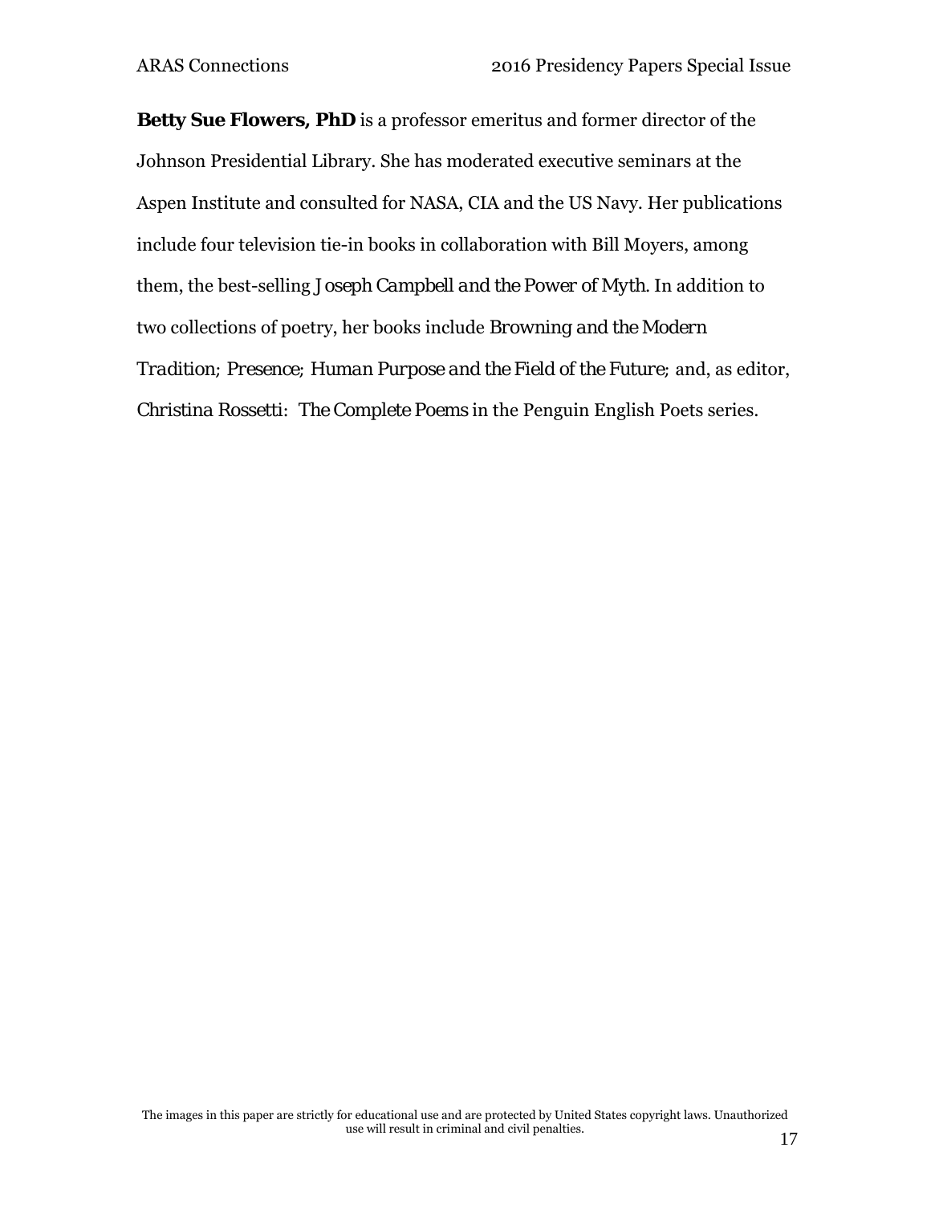**Betty Sue Flowers, PhD** is a professor emeritus and former director of the Johnson Presidential Library. She has moderated executive seminars at the Aspen Institute and consulted for NASA, CIA and the US Navy. Her publications include four television tie-in books in collaboration with Bill Moyers, among them, the best-selling *Joseph Campbell and the Power of Myth*. In addition to two collections of poetry, her books include *Browning and the Modern Tradition*; *Presence*; *Human Purpose and the Field of the Future*; and, as editor, *Christina Rossetti: The Complete Poems* in the Penguin English Poets series.

The images in this paper are strictly for educational use and are protected by United States copyright laws. Unauthorized use will result in criminal and civil penalties.